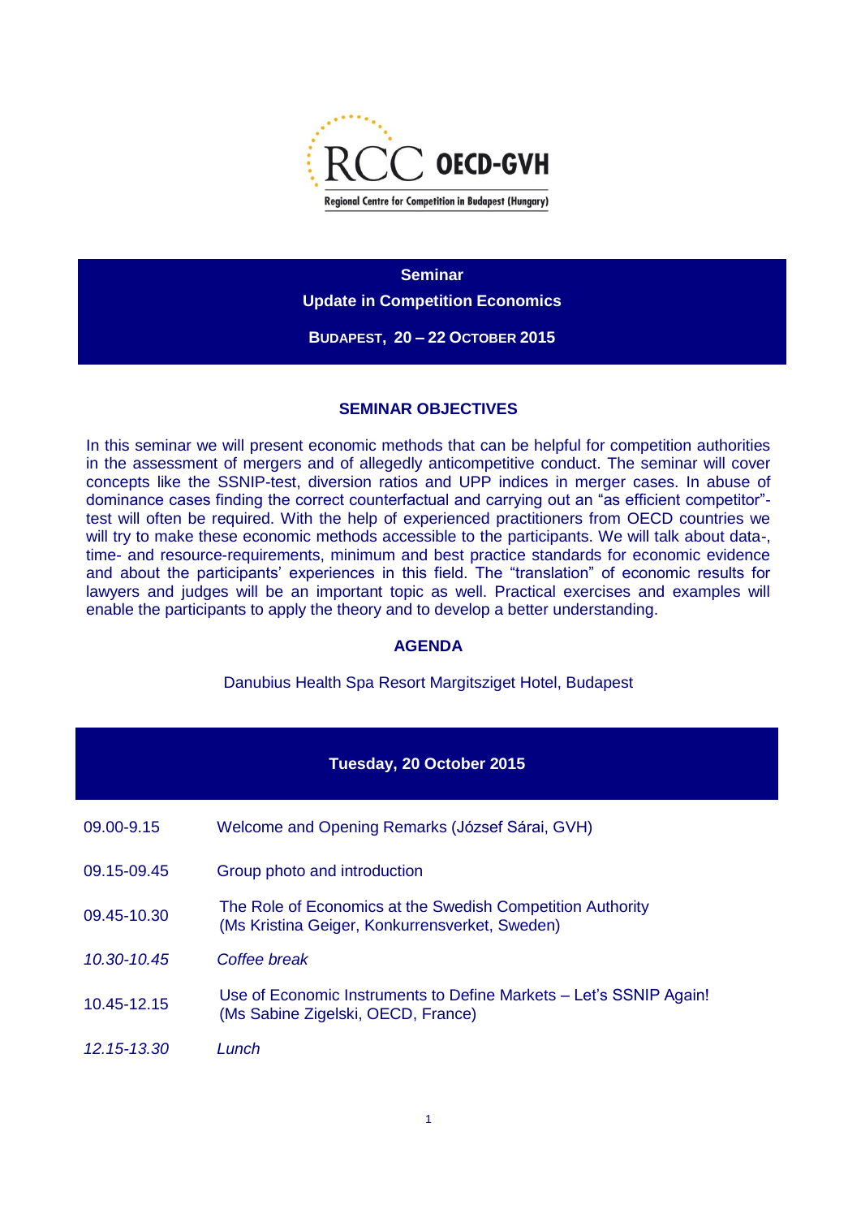RCC OECD-GVH

Regional Centre for Competition in Budapest (Hungary)

**Seminar**

**Update in Competition Economics**

**BUDAPEST, 20 – 22 OCTOBER 2015**

## SEMINAR OBJECTIVES

In this seminar we will present economic methods that can be helpful for competition authorities in the assessment of mergers and of allegedly anticompetitive conduct. The seminar will cover concepts like the SSNIP-test, diversion ratios and UPP indices in merger cases. In abuse of dominance cases finding the correct counterfactual and carrying out an "as efficient competitor"-test will often be required. With the help of experienced practitioners from OECD countries we will try to make these economic methods accessible to the participants. We will talk about data-, time- and resource-requirements, minimum and best practice standards for economic evidence and about the participants' experiences in this field. The "translation" of economic results for lawyers and judges will be an important topic as well. Practical exercises and examples will enable the participants to apply the theory and to develop a better understanding.

## AGENDA

Danubius Health Spa Resort Margitsziget Hotel, Budapest

### Tuesday, 20 October 2015

| | |
|---|---|
| 09.00-9.15 | Welcome and Opening Remarks (József Sárai, GVH) |
| 09.15-09.45 | Group photo and introduction |
| 09.45-10.30 | The Role of Economics at the Swedish Competition Authority (Ms Kristina Geiger, Konkurrensverket, Sweden) |
| *10.30-10.45* | *Coffee break* |
| 10.45-12.15 | Use of Economic Instruments to Define Markets – Let's SSNIP Again! (Ms Sabine Zigelski, OECD, France) |
| *12.15-13.30* | *Lunch* |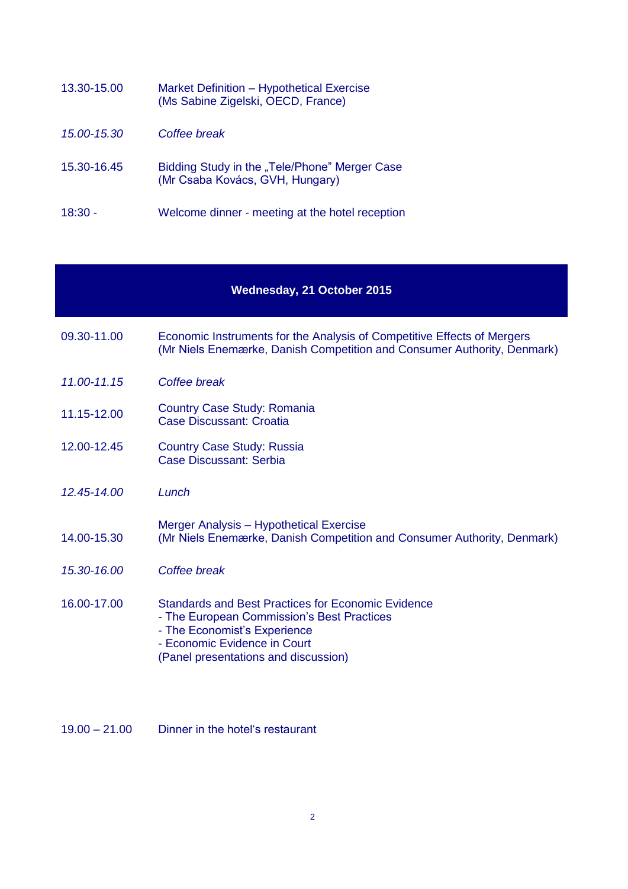| | |
|---|---|
| 13.30-15.00 | Market Definition – Hypothetical Exercise<br>(Ms Sabine Zigelski, OECD, France) |
| *15.00-15.30* | *Coffee break* |
| 15.30-16.45 | Bidding Study in the „Tele/Phone" Merger Case<br>(Mr Csaba Kovács, GVH, Hungary) |
| 18:30 - | Welcome dinner - meeting at the hotel reception |

## Wednesday, 21 October 2015

| | |
|---|---|
| 09.30-11.00 | Economic Instruments for the Analysis of Competitive Effects of Mergers<br>(Mr Niels Enemærke, Danish Competition and Consumer Authority, Denmark) |
| *11.00-11.15* | *Coffee break* |
| 11.15-12.00 | Country Case Study: Romania<br>Case Discussant: Croatia |
| 12.00-12.45 | Country Case Study: Russia<br>Case Discussant: Serbia |
| *12.45-14.00* | *Lunch* |
| 14.00-15.30 | Merger Analysis – Hypothetical Exercise<br>(Mr Niels Enemærke, Danish Competition and Consumer Authority, Denmark) |
| *15.30-16.00* | *Coffee break* |
| 16.00-17.00 | Standards and Best Practices for Economic Evidence<br>- The European Commission's Best Practices<br>- The Economist's Experience<br>- Economic Evidence in Court<br>(Panel presentations and discussion) |
| 19.00 – 21.00 | Dinner in the hotel's restaurant |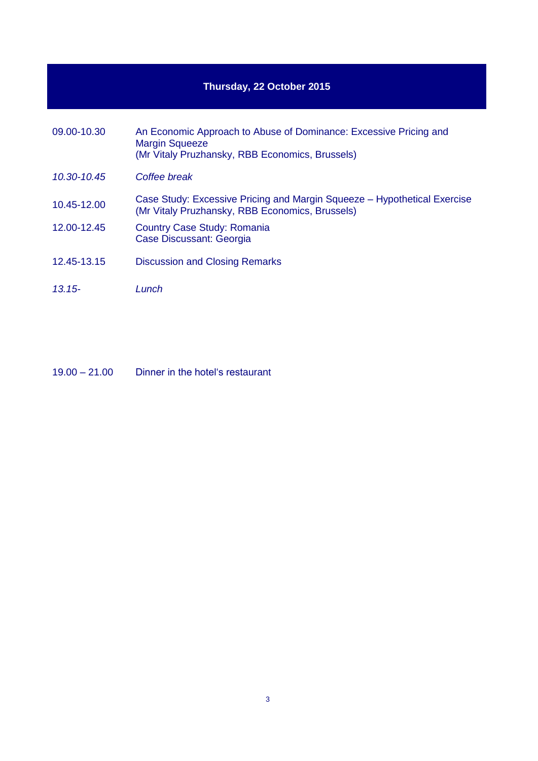## Thursday, 22 October 2015

| | |
|---|---|
| 09.00-10.30 | An Economic Approach to Abuse of Dominance: Excessive Pricing and Margin Squeeze<br>(Mr Vitaly Pruzhansky, RBB Economics, Brussels) |
| *10.30-10.45* | *Coffee break* |
| 10.45-12.00 | Case Study: Excessive Pricing and Margin Squeeze – Hypothetical Exercise<br>(Mr Vitaly Pruzhansky, RBB Economics, Brussels) |
| 12.00-12.45 | Country Case Study: Romania<br>Case Discussant: Georgia |
| 12.45-13.15 | Discussion and Closing Remarks |
| *13.15-* | *Lunch* |
| 19.00 – 21.00 | Dinner in the hotel's restaurant |